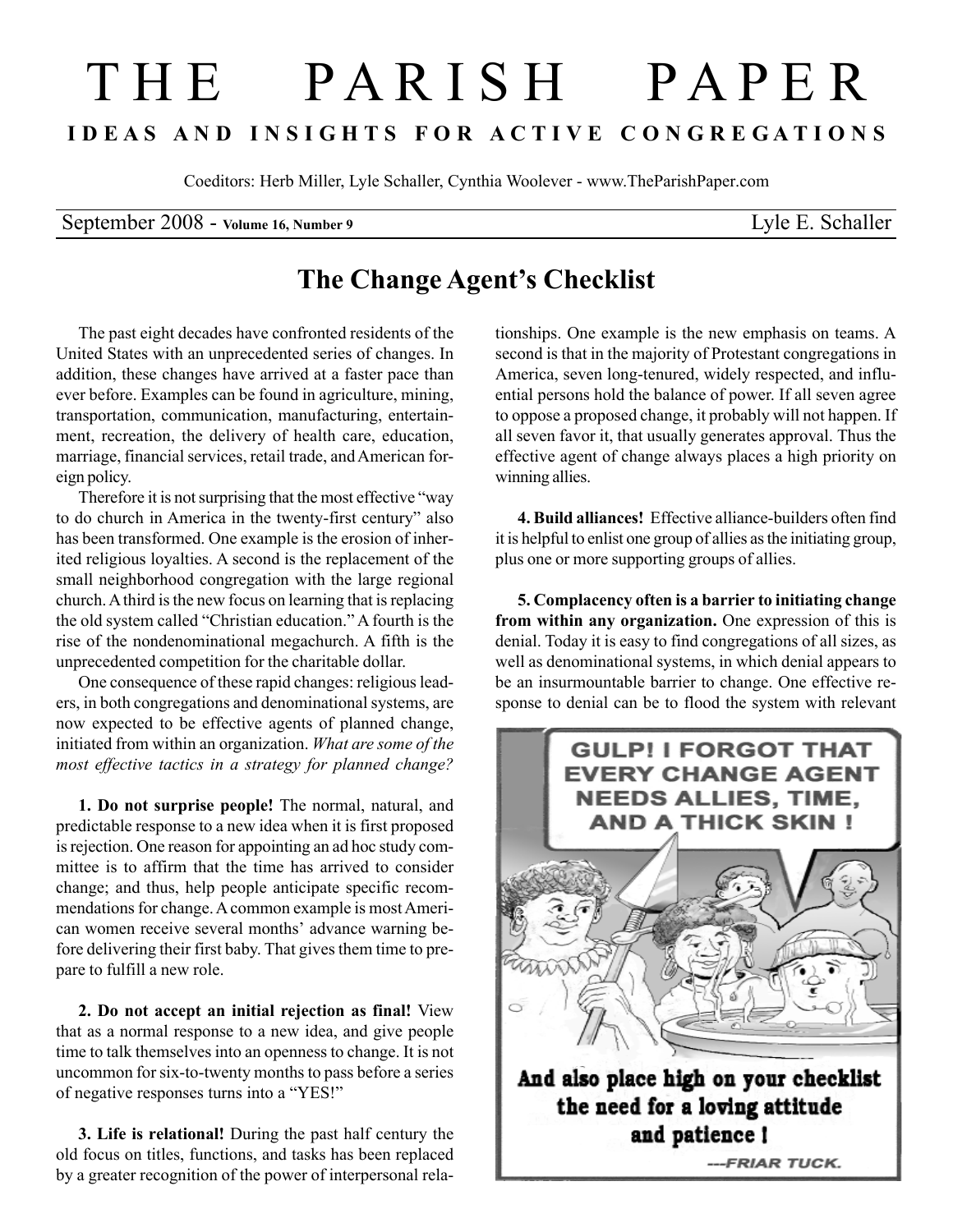# THE PARISH PAPER

**IDEAS AND INSIGHTS FOR ACTIVE CONGREGATIONS**

Coeditors: Herb Miller, Lyle Schaller, Cynthia Woolever - www.TheParishPaper.com

September 2008 - **Volume 16, Number 9** — Lyle E. Schaller

## The Change Agent's Checklist

The past eight decades have confronted residents of the United States with an unprecedented series of changes. In addition, these changes have arrived at a faster pace than ever before. Examples can be found in agriculture, mining, transportation, communication, manufacturing, entertainment, recreation, the delivery of health care, education, marriage, financial services, retail trade, and American foreign policy.

Therefore it is not surprising that the most effective "way to do church in America in the twenty-first century" also has been transformed. One example is the erosion of inherited religious loyalties. A second is the replacement of the small neighborhood congregation with the large regional church. A third is the new focus on learning that is replacing the old system called "Christian education." A fourth is the rise of the nondenominational megachurch. A fifth is the unprecedented competition for the charitable dollar.

One consequence of these rapid changes: religious leaders, in both congregations and denominational systems, are now expected to be effective agents of planned change, initiated from within an organization. *What are some of the most effective tactics in a strategy for planned change?*

**1. Do not surprise people!** The normal, natural, and predictable response to a new idea when it is first proposed is rejection. One reason for appointing an ad hoc study committee is to affirm that the time has arrived to consider change; and thus, help people anticipate specific recommendations for change. A common example is most American women receive several months' advance warning before delivering their first baby. That gives them time to prepare to fulfill a new role.

**2. Do not accept an initial rejection as final!** View that as a normal response to a new idea, and give people time to talk themselves into an openness to change. It is not uncommon for six-to-twenty months to pass before a series of negative responses turns into a "YES!"

**3. Life is relational!** During the past half century the old focus on titles, functions, and tasks has been replaced by a greater recognition of the power of interpersonal relationships. One example is the new emphasis on teams. A second is that in the majority of Protestant congregations in America, seven long-tenured, widely respected, and influential persons hold the balance of power. If all seven agree to oppose a proposed change, it probably will not happen. If all seven favor it, that usually generates approval. Thus the effective agent of change always places a high priority on winning allies.

**4. Build alliances!** Effective alliance-builders often find it is helpful to enlist one group of allies as the initiating group, plus one or more supporting groups of allies.

**5. Complacency often is a barrier to initiating change from within any organization.** One expression of this is denial. Today it is easy to find congregations of all sizes, as well as denominational systems, in which denial appears to be an insurmountable barrier to change. One effective response to denial can be to flood the system with relevant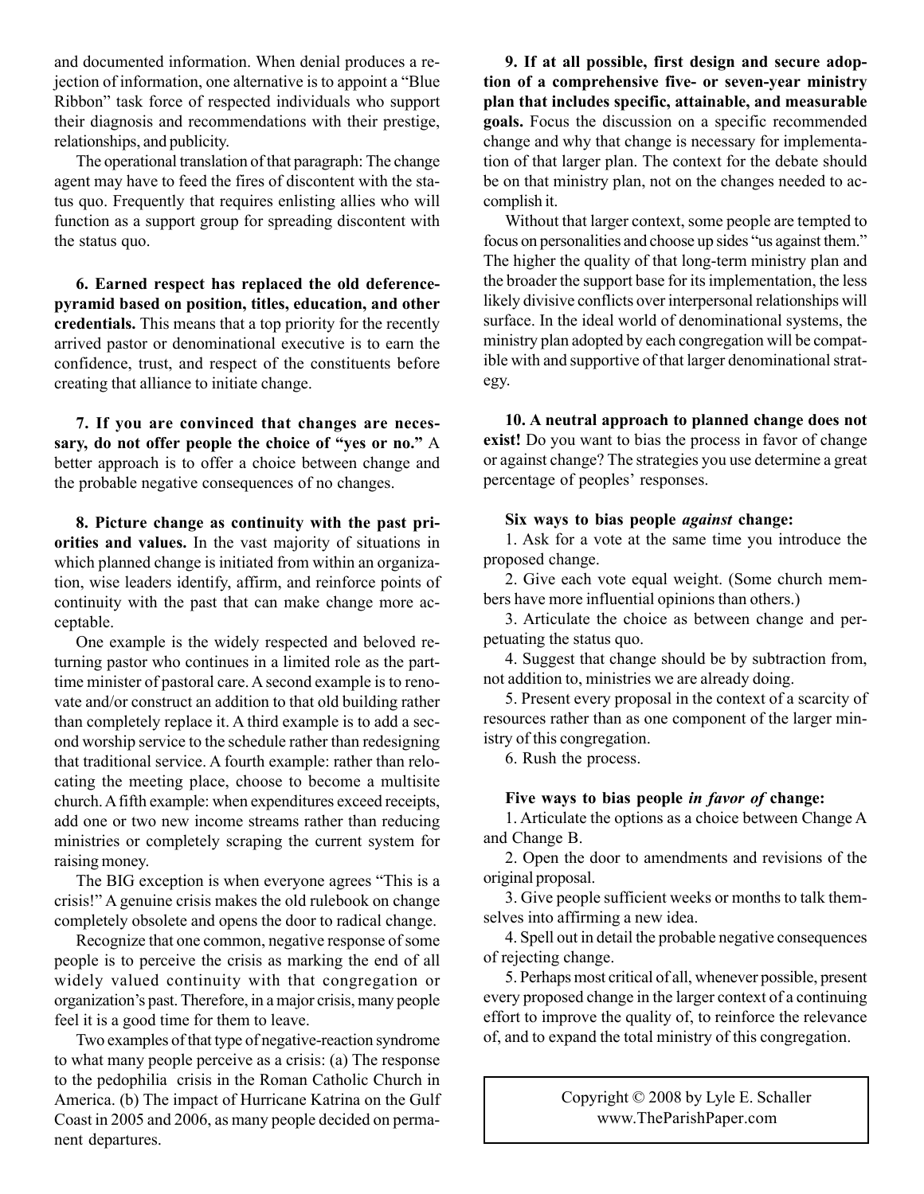and documented information. When denial produces a rejection of information, one alternative is to appoint a "Blue Ribbon" task force of respected individuals who support their diagnosis and recommendations with their prestige, relationships, and publicity.

The operational translation of that paragraph: The change agent may have to feed the fires of discontent with the status quo. Frequently that requires enlisting allies who will function as a support group for spreading discontent with the status quo.

**6. Earned respect has replaced the old deference-pyramid based on position, titles, education, and other credentials.** This means that a top priority for the recently arrived pastor or denominational executive is to earn the confidence, trust, and respect of the constituents before creating that alliance to initiate change.

**7. If you are convinced that changes are necessary, do not offer people the choice of "yes or no."** A better approach is to offer a choice between change and the probable negative consequences of no changes.

**8. Picture change as continuity with the past priorities and values.** In the vast majority of situations in which planned change is initiated from within an organization, wise leaders identify, affirm, and reinforce points of continuity with the past that can make change more acceptable.

One example is the widely respected and beloved returning pastor who continues in a limited role as the part-time minister of pastoral care. A second example is to renovate and/or construct an addition to that old building rather than completely replace it. A third example is to add a second worship service to the schedule rather than redesigning that traditional service. A fourth example: rather than relocating the meeting place, choose to become a multisite church. A fifth example: when expenditures exceed receipts, add one or two new income streams rather than reducing ministries or completely scraping the current system for raising money.

The BIG exception is when everyone agrees "This is a crisis!" A genuine crisis makes the old rulebook on change completely obsolete and opens the door to radical change.

Recognize that one common, negative response of some people is to perceive the crisis as marking the end of all widely valued continuity with that congregation or organization's past. Therefore, in a major crisis, many people feel it is a good time for them to leave.

Two examples of that type of negative-reaction syndrome to what many people perceive as a crisis: (a) The response to the pedophilia crisis in the Roman Catholic Church in America. (b) The impact of Hurricane Katrina on the Gulf Coast in 2005 and 2006, as many people decided on permanent departures.

**9. If at all possible, first design and secure adoption of a comprehensive five- or seven-year ministry plan that includes specific, attainable, and measurable goals.** Focus the discussion on a specific recommended change and why that change is necessary for implementation of that larger plan. The context for the debate should be on that ministry plan, not on the changes needed to accomplish it.

Without that larger context, some people are tempted to focus on personalities and choose up sides "us against them." The higher the quality of that long-term ministry plan and the broader the support base for its implementation, the less likely divisive conflicts over interpersonal relationships will surface. In the ideal world of denominational systems, the ministry plan adopted by each congregation will be compatible with and supportive of that larger denominational strategy.

**10. A neutral approach to planned change does not exist!** Do you want to bias the process in favor of change or against change? The strategies you use determine a great percentage of peoples' responses.

**Six ways to bias people *against* change:**

1. Ask for a vote at the same time you introduce the proposed change.
2. Give each vote equal weight. (Some church members have more influential opinions than others.)
3. Articulate the choice as between change and perpetuating the status quo.
4. Suggest that change should be by subtraction from, not addition to, ministries we are already doing.
5. Present every proposal in the context of a scarcity of resources rather than as one component of the larger ministry of this congregation.
6. Rush the process.

**Five ways to bias people *in favor of* change:**

1. Articulate the options as a choice between Change A and Change B.
2. Open the door to amendments and revisions of the original proposal.
3. Give people sufficient weeks or months to talk themselves into affirming a new idea.
4. Spell out in detail the probable negative consequences of rejecting change.
5. Perhaps most critical of all, whenever possible, present every proposed change in the larger context of a continuing effort to improve the quality of, to reinforce the relevance of, and to expand the total ministry of this congregation.

Copyright © 2008 by Lyle E. Schaller
www.TheParishPaper.com